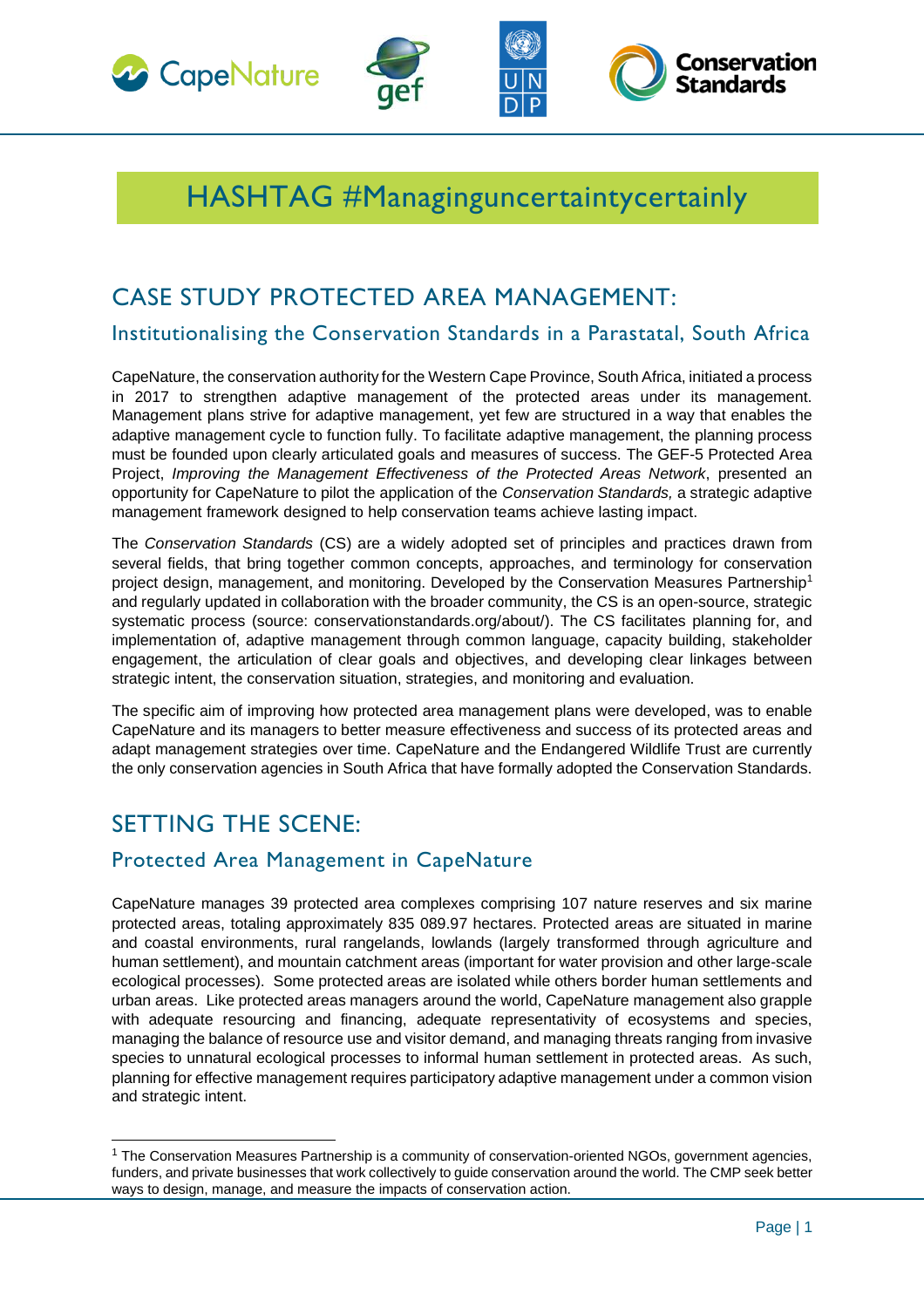# HASHTAG #Managinguncertaintycertainly

## CASE STUDY PROTECTED AREA MANAGEMENT:

### Institutionalising the Conservation Standards in a Parastatal, South Africa

CapeNature, the conservation authority for the Western Cape Province, South Africa, initiated a process in 2017 to strengthen adaptive management of the protected areas under its management. Management plans strive for adaptive management, yet few are structured in a way that enables the adaptive management cycle to function fully. To facilitate adaptive management, the planning process must be founded upon clearly articulated goals and measures of success. The GEF-5 Protected Area Project, *Improving the Management Effectiveness of the Protected Areas Network*, presented an opportunity for CapeNature to pilot the application of the *Conservation Standards,* a strategic adaptive management framework designed to help conservation teams achieve lasting impact.

The *Conservation Standards* (CS) are a widely adopted set of principles and practices drawn from several fields, that bring together common concepts, approaches, and terminology for conservation project design, management, and monitoring. Developed by the Conservation Measures Partnership[1] and regularly updated in collaboration with the broader community, the CS is an open-source, strategic systematic process (source: conservationstandards.org/about/). The CS facilitates planning for, and implementation of, adaptive management through common language, capacity building, stakeholder engagement, the articulation of clear goals and objectives, and developing clear linkages between strategic intent, the conservation situation, strategies, and monitoring and evaluation.

The specific aim of improving how protected area management plans were developed, was to enable CapeNature and its managers to better measure effectiveness and success of its protected areas and adapt management strategies over time. CapeNature and the Endangered Wildlife Trust are currently the only conservation agencies in South Africa that have formally adopted the Conservation Standards.

## SETTING THE SCENE:

### Protected Area Management in CapeNature

CapeNature manages 39 protected area complexes comprising 107 nature reserves and six marine protected areas, totaling approximately 835 089.97 hectares. Protected areas are situated in marine and coastal environments, rural rangelands, lowlands (largely transformed through agriculture and human settlement), and mountain catchment areas (important for water provision and other large-scale ecological processes). Some protected areas are isolated while others border human settlements and urban areas. Like protected areas managers around the world, CapeNature management also grapple with adequate resourcing and financing, adequate representativity of ecosystems and species, managing the balance of resource use and visitor demand, and managing threats ranging from invasive species to unnatural ecological processes to informal human settlement in protected areas. As such, planning for effective management requires participatory adaptive management under a common vision and strategic intent.

[1] The Conservation Measures Partnership is a community of conservation-oriented NGOs, government agencies, funders, and private businesses that work collectively to guide conservation around the world. The CMP seek better ways to design, manage, and measure the impacts of conservation action.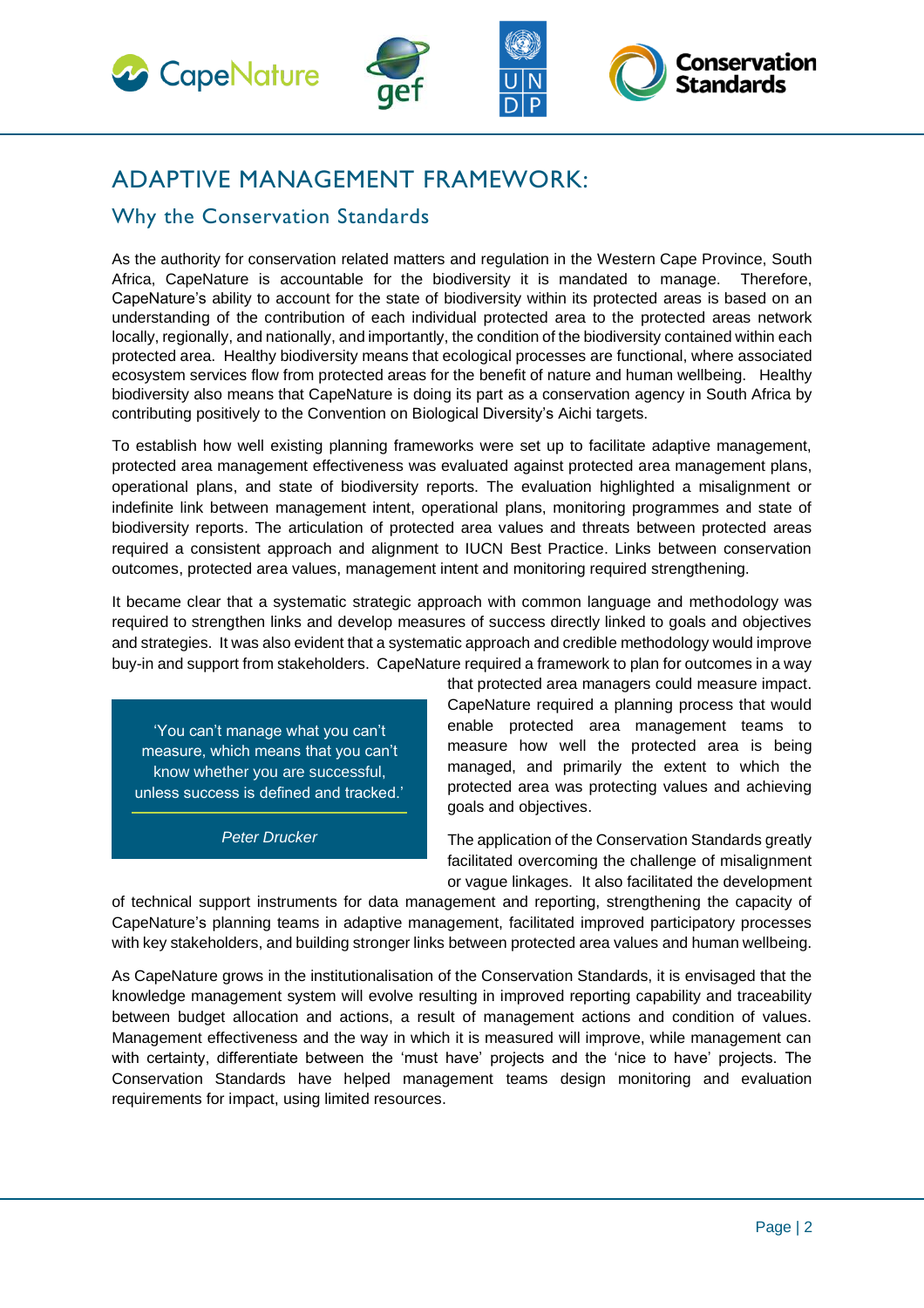# ADAPTIVE MANAGEMENT FRAMEWORK:

## Why the Conservation Standards

As the authority for conservation related matters and regulation in the Western Cape Province, South Africa, CapeNature is accountable for the biodiversity it is mandated to manage. Therefore, CapeNature's ability to account for the state of biodiversity within its protected areas is based on an understanding of the contribution of each individual protected area to the protected areas network locally, regionally, and nationally, and importantly, the condition of the biodiversity contained within each protected area. Healthy biodiversity means that ecological processes are functional, where associated ecosystem services flow from protected areas for the benefit of nature and human wellbeing. Healthy biodiversity also means that CapeNature is doing its part as a conservation agency in South Africa by contributing positively to the Convention on Biological Diversity's Aichi targets.

To establish how well existing planning frameworks were set up to facilitate adaptive management, protected area management effectiveness was evaluated against protected area management plans, operational plans, and state of biodiversity reports. The evaluation highlighted a misalignment or indefinite link between management intent, operational plans, monitoring programmes and state of biodiversity reports. The articulation of protected area values and threats between protected areas required a consistent approach and alignment to IUCN Best Practice. Links between conservation outcomes, protected area values, management intent and monitoring required strengthening.

It became clear that a systematic strategic approach with common language and methodology was required to strengthen links and develop measures of success directly linked to goals and objectives and strategies. It was also evident that a systematic approach and credible methodology would improve buy-in and support from stakeholders. CapeNature required a framework to plan for outcomes in a way that protected area managers could measure impact. CapeNature required a planning process that would enable protected area management teams to measure how well the protected area is being managed, and primarily the extent to which the protected area was protecting values and achieving goals and objectives.

> 'You can't manage what you can't measure, which means that you can't know whether you are successful, unless success is defined and tracked.'
>
> *Peter Drucker*

The application of the Conservation Standards greatly facilitated overcoming the challenge of misalignment or vague linkages. It also facilitated the development of technical support instruments for data management and reporting, strengthening the capacity of CapeNature's planning teams in adaptive management, facilitated improved participatory processes with key stakeholders, and building stronger links between protected area values and human wellbeing.

As CapeNature grows in the institutionalisation of the Conservation Standards, it is envisaged that the knowledge management system will evolve resulting in improved reporting capability and traceability between budget allocation and actions, a result of management actions and condition of values. Management effectiveness and the way in which it is measured will improve, while management can with certainty, differentiate between the 'must have' projects and the 'nice to have' projects. The Conservation Standards have helped management teams design monitoring and evaluation requirements for impact, using limited resources.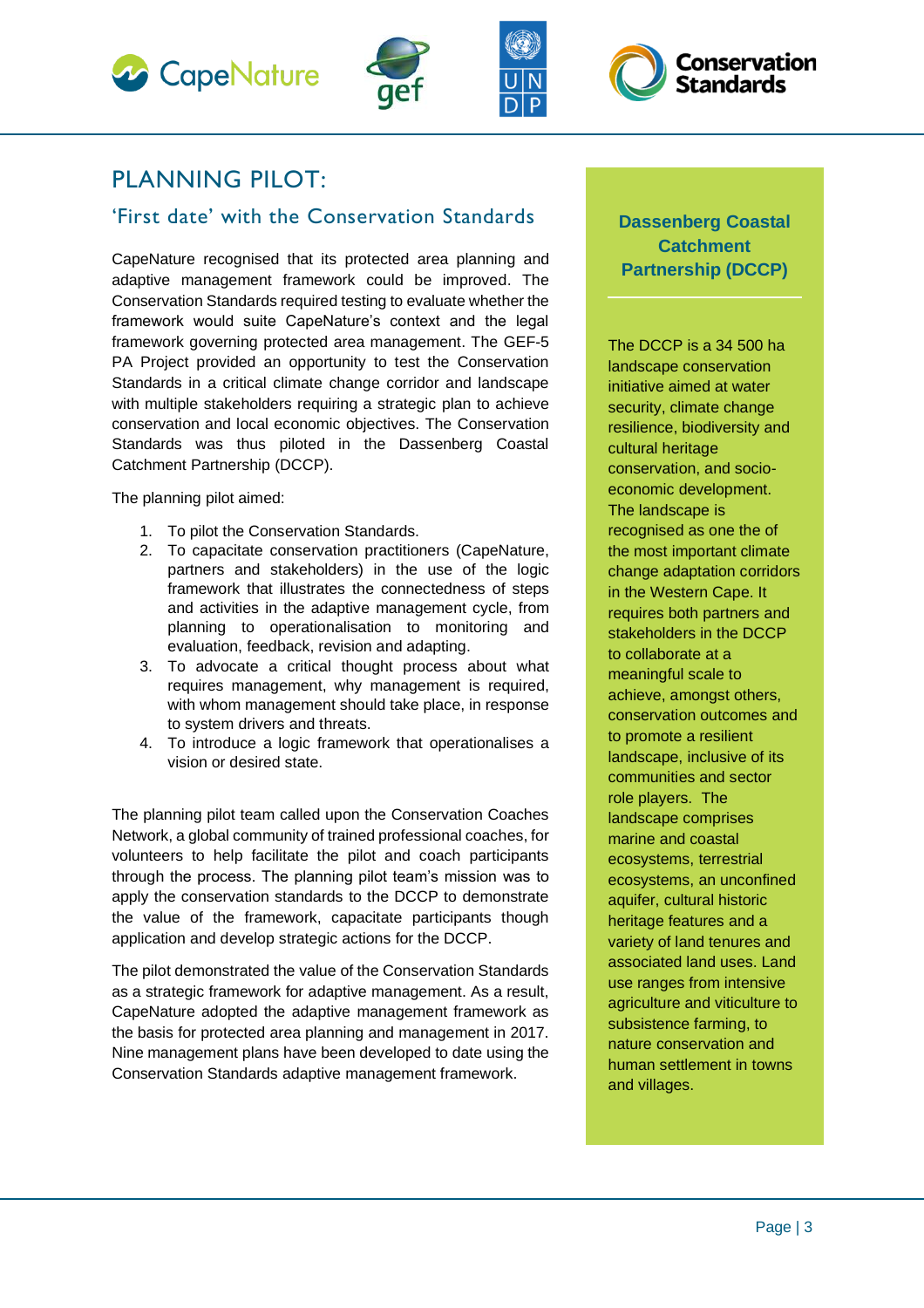# PLANNING PILOT:

## 'First date' with the Conservation Standards

CapeNature recognised that its protected area planning and adaptive management framework could be improved. The Conservation Standards required testing to evaluate whether the framework would suite CapeNature's context and the legal framework governing protected area management. The GEF-5 PA Project provided an opportunity to test the Conservation Standards in a critical climate change corridor and landscape with multiple stakeholders requiring a strategic plan to achieve conservation and local economic objectives. The Conservation Standards was thus piloted in the Dassenberg Coastal Catchment Partnership (DCCP).

The planning pilot aimed:

1. To pilot the Conservation Standards.
2. To capacitate conservation practitioners (CapeNature, partners and stakeholders) in the use of the logic framework that illustrates the connectedness of steps and activities in the adaptive management cycle, from planning to operationalisation to monitoring and evaluation, feedback, revision and adapting.
3. To advocate a critical thought process about what requires management, why management is required, with whom management should take place, in response to system drivers and threats.
4. To introduce a logic framework that operationalises a vision or desired state.

The planning pilot team called upon the Conservation Coaches Network, a global community of trained professional coaches, for volunteers to help facilitate the pilot and coach participants through the process. The planning pilot team's mission was to apply the conservation standards to the DCCP to demonstrate the value of the framework, capacitate participants though application and develop strategic actions for the DCCP.

The pilot demonstrated the value of the Conservation Standards as a strategic framework for adaptive management. As a result, CapeNature adopted the adaptive management framework as the basis for protected area planning and management in 2017. Nine management plans have been developed to date using the Conservation Standards adaptive management framework.

### Dassenberg Coastal Catchment Partnership (DCCP)

The DCCP is a 34 500 ha landscape conservation initiative aimed at water security, climate change resilience, biodiversity and cultural heritage conservation, and socio-economic development. The landscape is recognised as one the of the most important climate change adaptation corridors in the Western Cape. It requires both partners and stakeholders in the DCCP to collaborate at a meaningful scale to achieve, amongst others, conservation outcomes and to promote a resilient landscape, inclusive of its communities and sector role players. The landscape comprises marine and coastal ecosystems, terrestrial ecosystems, an unconfined aquifer, cultural historic heritage features and a variety of land tenures and associated land uses. Land use ranges from intensive agriculture and viticulture to subsistence farming, to nature conservation and human settlement in towns and villages.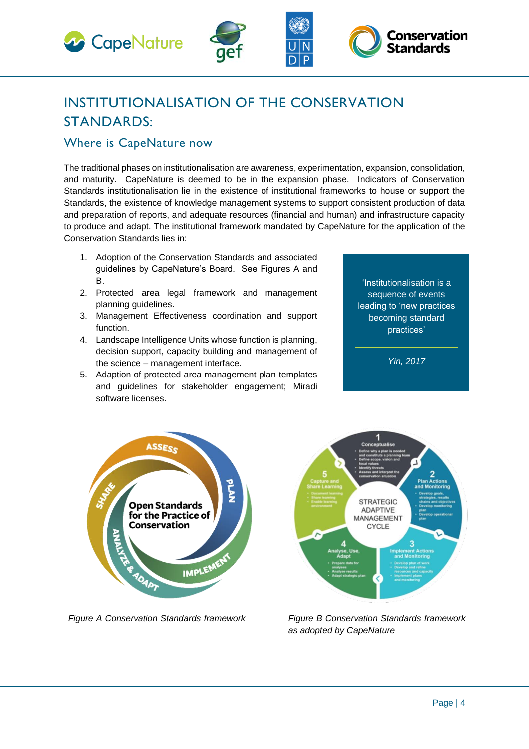# INSTITUTIONALISATION OF THE CONSERVATION STANDARDS:

## Where is CapeNature now

The traditional phases on institutionalisation are awareness, experimentation, expansion, consolidation, and maturity. CapeNature is deemed to be in the expansion phase. Indicators of Conservation Standards institutionalisation lie in the existence of institutional frameworks to house or support the Standards, the existence of knowledge management systems to support consistent production of data and preparation of reports, and adequate resources (financial and human) and infrastructure capacity to produce and adapt. The institutional framework mandated by CapeNature for the application of the Conservation Standards lies in:

1. Adoption of the Conservation Standards and associated guidelines by CapeNature's Board. See Figures A and B.
2. Protected area legal framework and management planning guidelines.
3. Management Effectiveness coordination and support function.
4. Landscape Intelligence Units whose function is planning, decision support, capacity building and management of the science – management interface.
5. Adaption of protected area management plan templates and guidelines for stakeholder engagement; Miradi software licenses.

> 'Institutionalisation is a sequence of events leading to 'new practices becoming standard practices'
>
> *Yin, 2017*

*Figure A Conservation Standards framework*

*Figure B Conservation Standards framework as adopted by CapeNature*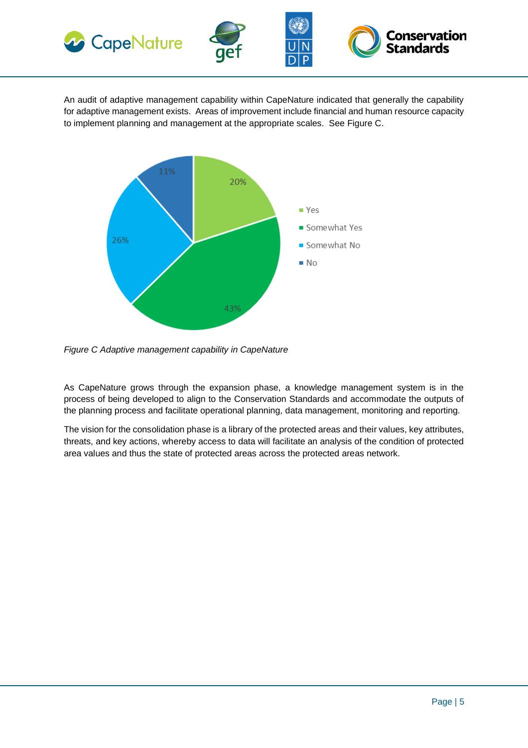An audit of adaptive management capability within CapeNature indicated that generally the capability for adaptive management exists. Areas of improvement include financial and human resource capacity to implement planning and management at the appropriate scales. See Figure C.

*Figure C Adaptive management capability in CapeNature*

As CapeNature grows through the expansion phase, a knowledge management system is in the process of being developed to align to the Conservation Standards and accommodate the outputs of the planning process and facilitate operational planning, data management, monitoring and reporting.

The vision for the consolidation phase is a library of the protected areas and their values, key attributes, threats, and key actions, whereby access to data will facilitate an analysis of the condition of protected area values and thus the state of protected areas across the protected areas network.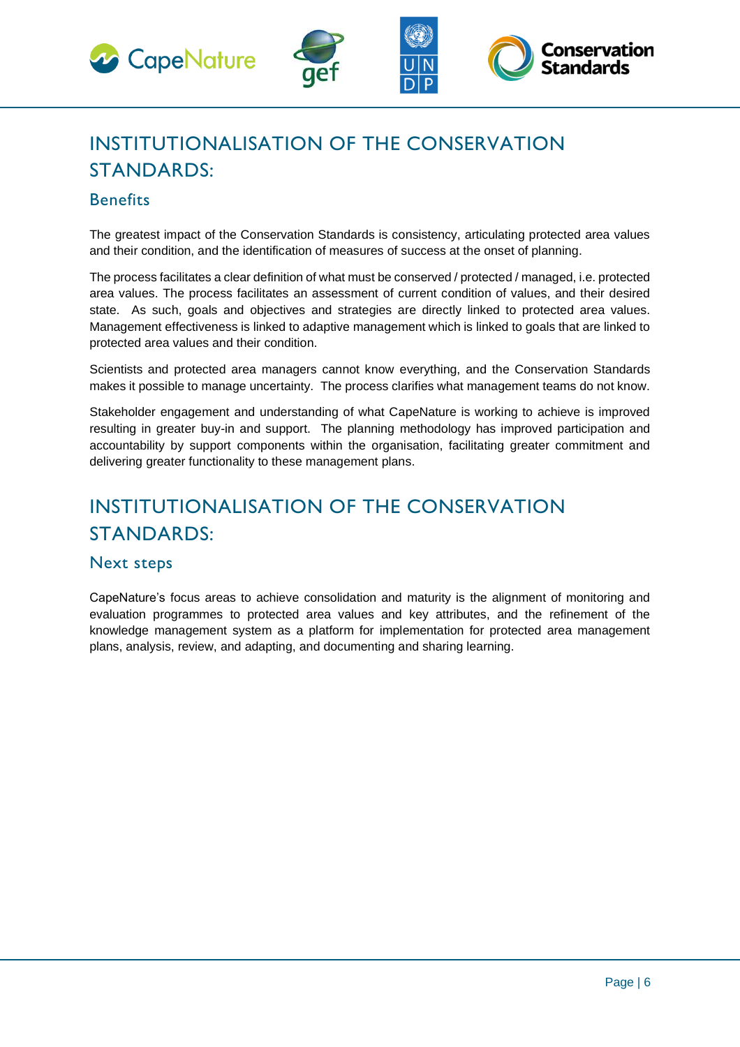# INSTITUTIONALISATION OF THE CONSERVATION STANDARDS:

## Benefits

The greatest impact of the Conservation Standards is consistency, articulating protected area values and their condition, and the identification of measures of success at the onset of planning.

The process facilitates a clear definition of what must be conserved / protected / managed, i.e. protected area values. The process facilitates an assessment of current condition of values, and their desired state. As such, goals and objectives and strategies are directly linked to protected area values. Management effectiveness is linked to adaptive management which is linked to goals that are linked to protected area values and their condition.

Scientists and protected area managers cannot know everything, and the Conservation Standards makes it possible to manage uncertainty. The process clarifies what management teams do not know.

Stakeholder engagement and understanding of what CapeNature is working to achieve is improved resulting in greater buy-in and support. The planning methodology has improved participation and accountability by support components within the organisation, facilitating greater commitment and delivering greater functionality to these management plans.

# INSTITUTIONALISATION OF THE CONSERVATION STANDARDS:

## Next steps

CapeNature's focus areas to achieve consolidation and maturity is the alignment of monitoring and evaluation programmes to protected area values and key attributes, and the refinement of the knowledge management system as a platform for implementation for protected area management plans, analysis, review, and adapting, and documenting and sharing learning.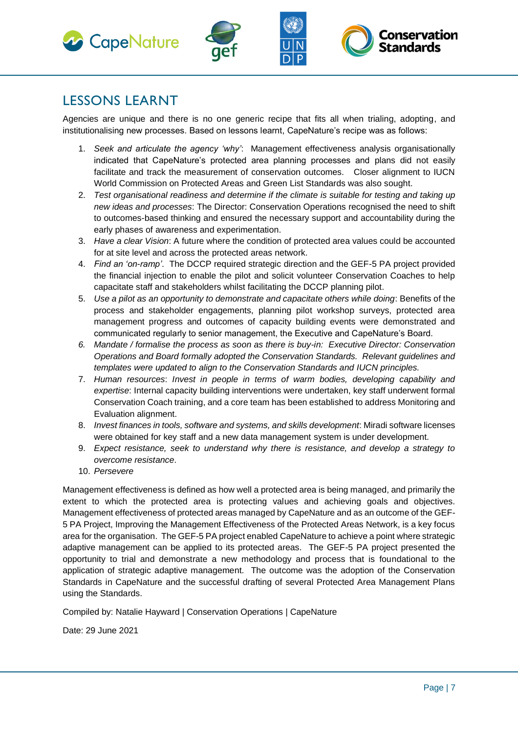## LESSONS LEARNT

Agencies are unique and there is no one generic recipe that fits all when trialing, adopting, and institutionalising new processes. Based on lessons learnt, CapeNature's recipe was as follows:

1. *Seek and articulate the agency 'why'*: Management effectiveness analysis organisationally indicated that CapeNature's protected area planning processes and plans did not easily facilitate and track the measurement of conservation outcomes. Closer alignment to IUCN World Commission on Protected Areas and Green List Standards was also sought.
2. *Test organisational readiness and determine if the climate is suitable for testing and taking up new ideas and processes*: The Director: Conservation Operations recognised the need to shift to outcomes-based thinking and ensured the necessary support and accountability during the early phases of awareness and experimentation.
3. *Have a clear Vision*: A future where the condition of protected area values could be accounted for at site level and across the protected areas network.
4. *Find an 'on-ramp'*. The DCCP required strategic direction and the GEF-5 PA project provided the financial injection to enable the pilot and solicit volunteer Conservation Coaches to help capacitate staff and stakeholders whilst facilitating the DCCP planning pilot.
5. *Use a pilot as an opportunity to demonstrate and capacitate others while doing*: Benefits of the process and stakeholder engagements, planning pilot workshop surveys, protected area management progress and outcomes of capacity building events were demonstrated and communicated regularly to senior management, the Executive and CapeNature's Board.
6. *Mandate / formalise the process as soon as there is buy-in: Executive Director: Conservation Operations and Board formally adopted the Conservation Standards. Relevant guidelines and templates were updated to align to the Conservation Standards and IUCN principles.*
7. *Human resources*: *Invest in people in terms of warm bodies, developing capability and expertise*: Internal capacity building interventions were undertaken, key staff underwent formal Conservation Coach training, and a core team has been established to address Monitoring and Evaluation alignment.
8. *Invest finances in tools, software and systems, and skills development*: Miradi software licenses were obtained for key staff and a new data management system is under development.
9. *Expect resistance, seek to understand why there is resistance, and develop a strategy to overcome resistance*.
10. *Persevere*

Management effectiveness is defined as how well a protected area is being managed, and primarily the extent to which the protected area is protecting values and achieving goals and objectives. Management effectiveness of protected areas managed by CapeNature and as an outcome of the GEF-5 PA Project, Improving the Management Effectiveness of the Protected Areas Network, is a key focus area for the organisation. The GEF-5 PA project enabled CapeNature to achieve a point where strategic adaptive management can be applied to its protected areas. The GEF-5 PA project presented the opportunity to trial and demonstrate a new methodology and process that is foundational to the application of strategic adaptive management. The outcome was the adoption of the Conservation Standards in CapeNature and the successful drafting of several Protected Area Management Plans using the Standards.

Compiled by: Natalie Hayward | Conservation Operations | CapeNature

Date: 29 June 2021